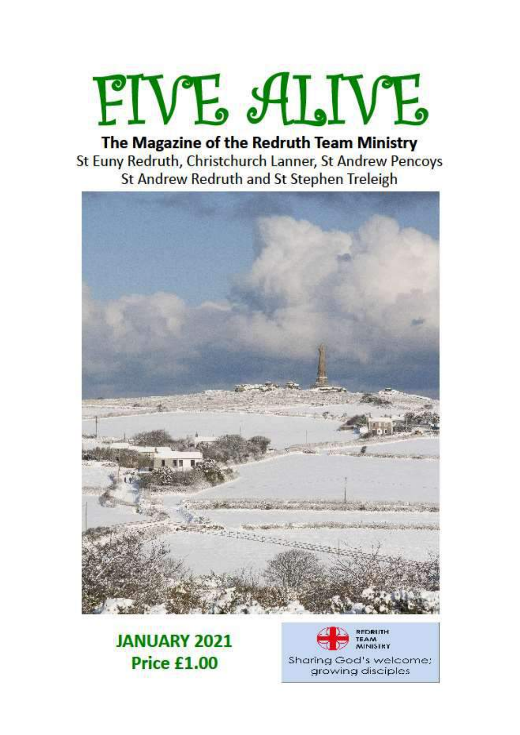# FIVE ALIVE

**The Magazine of the Redruth Team Ministry**

St Euny Redruth, Christchurch Lanner, St Andrew Pencoys
St Andrew Redruth and St Stephen Treleigh

**JANUARY 2021**
**Price £1.00**

REDRUTH TEAM MINISTRY

Sharing God's welcome; growing disciples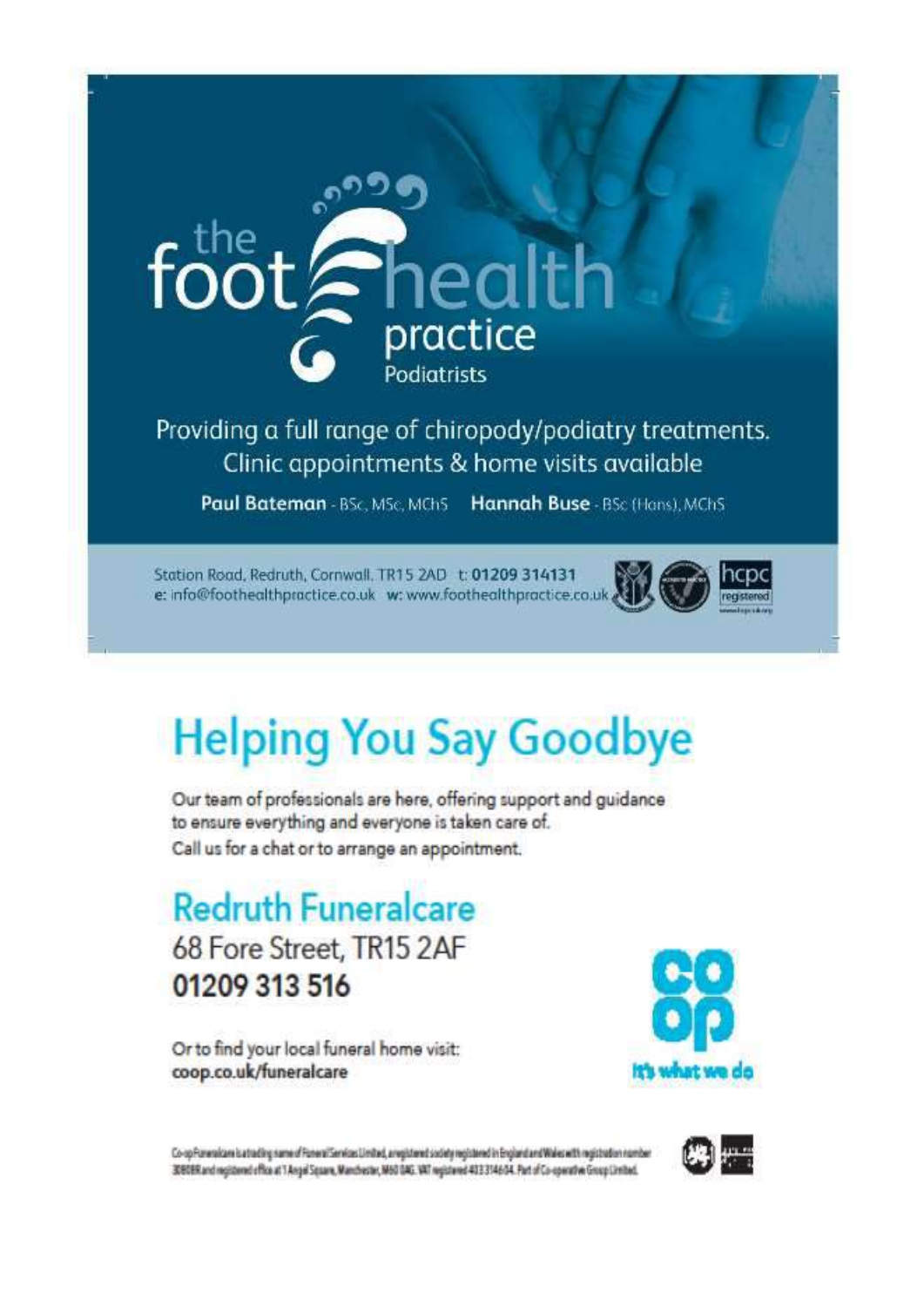# the foot health practice

Podiatrists

Providing a full range of chiropody/podiatry treatments.
Clinic appointments & home visits available

**Paul Bateman** - BSc, MSc, MChS **Hannah Buse** - BSc (Hons), MChS

Station Road, Redruth, Cornwall. TR15 2AD t: **01209 314131**
e: info@foothealthpractice.co.uk w: www.foothealthpractice.co.uk

hcpc registered

# Helping You Say Goodbye

Our team of professionals are here, offering support and guidance to ensure everything and everyone is taken care of.
Call us for a chat or to arrange an appointment.

## Redruth Funeralcare

68 Fore Street, TR15 2AF
**01209 313 516**

Or to find your local funeral home visit:
**coop.co.uk/funeralcare**

co op
It's what we do

Co-op Funeralcare is a trading name of Funeral Services Limited, a registered society registered in England and Wales with registration number 30808R and registered office at 1 Angel Square, Manchester, M60 0AG. VAT registered 403 3146 04. Part of Co-operative Group Limited.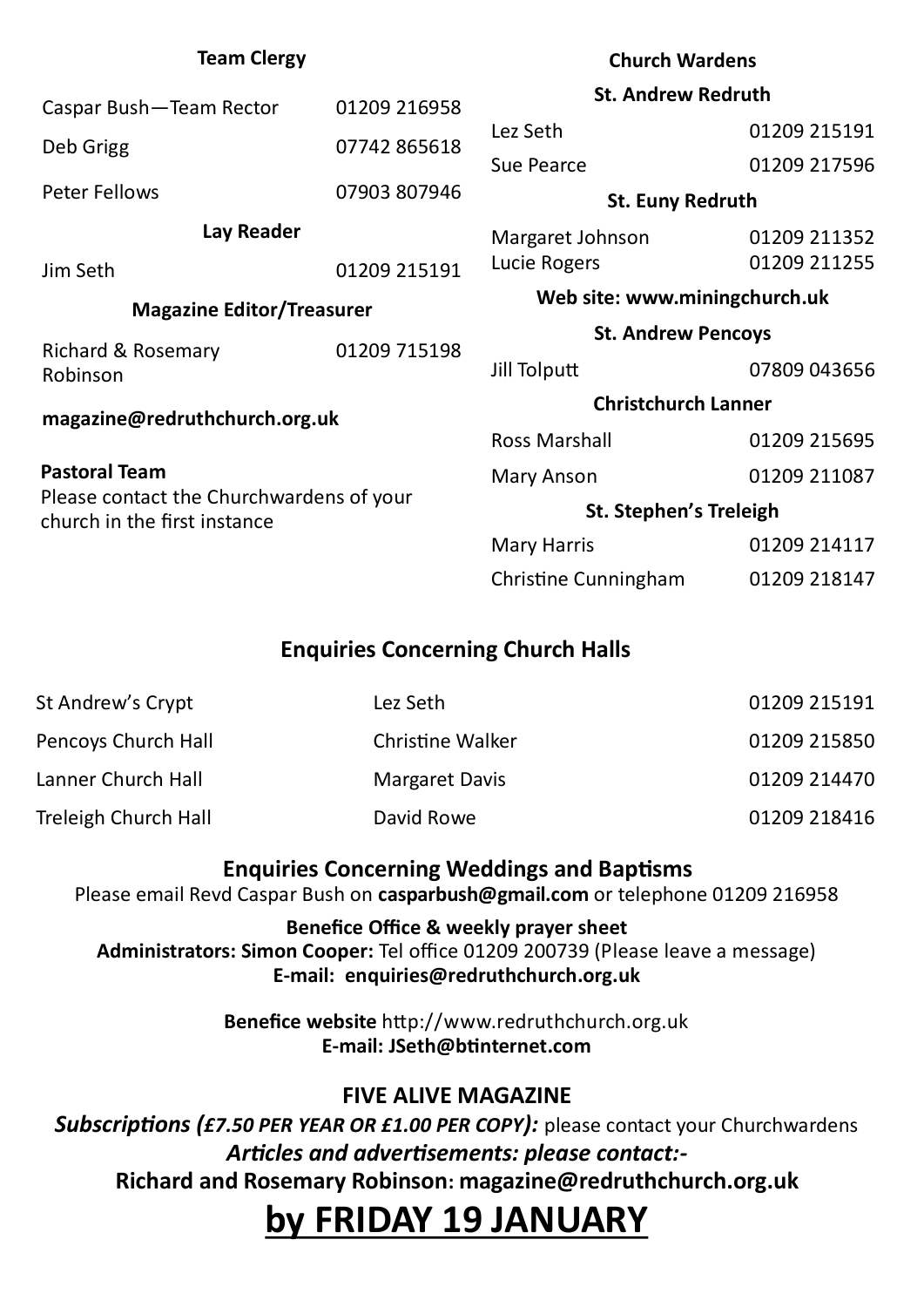### Team Clergy

| | |
|---|---|
| Caspar Bush—Team Rector | 01209 216958 |
| Deb Grigg | 07742 865618 |
| Peter Fellows | 07903 807946 |

### Lay Reader

| | |
|---|---|
| Jim Seth | 01209 215191 |

### Magazine Editor/Treasurer

| | |
|---|---|
| Richard & Rosemary Robinson | 01209 715198 |

**magazine@redruthchurch.org.uk**

**Pastoral Team**
Please contact the Churchwardens of your church in the first instance

### Church Wardens

**St. Andrew Redruth**

| | |
|---|---|
| Lez Seth | 01209 215191 |
| Sue Pearce | 01209 217596 |

**St. Euny Redruth**

| | |
|---|---|
| Margaret Johnson | 01209 211352 |
| Lucie Rogers | 01209 211255 |

**Web site: www.miningchurch.uk**

**St. Andrew Pencoys**

| | |
|---|---|
| Jill Tolputt | 07809 043656 |

**Christchurch Lanner**

| | |
|---|---|
| Ross Marshall | 01209 215695 |
| Mary Anson | 01209 211087 |

**St. Stephen's Treleigh**

| | |
|---|---|
| Mary Harris | 01209 214117 |
| Christine Cunningham | 01209 218147 |

### Enquiries Concerning Church Halls

| | | |
|---|---|---|
| St Andrew's Crypt | Lez Seth | 01209 215191 |
| Pencoys Church Hall | Christine Walker | 01209 215850 |
| Lanner Church Hall | Margaret Davis | 01209 214470 |
| Treleigh Church Hall | David Rowe | 01209 218416 |

### Enquiries Concerning Weddings and Baptisms

Please email Revd Caspar Bush on **casparbush@gmail.com** or telephone 01209 216958

**Benefice Office & weekly prayer sheet**
**Administrators: Simon Cooper:** Tel office 01209 200739 (Please leave a message)
**E-mail: enquiries@redruthchurch.org.uk**

**Benefice website** http://www.redruthchurch.org.uk
**E-mail: JSeth@btinternet.com**

### FIVE ALIVE MAGAZINE

***Subscriptions (£7.50 PER YEAR OR £1.00 PER COPY):*** please contact your Churchwardens

***Articles and advertisements: please contact:-***

**Richard and Rosemary Robinson: magazine@redruthchurch.org.uk**

# by FRIDAY 19 JANUARY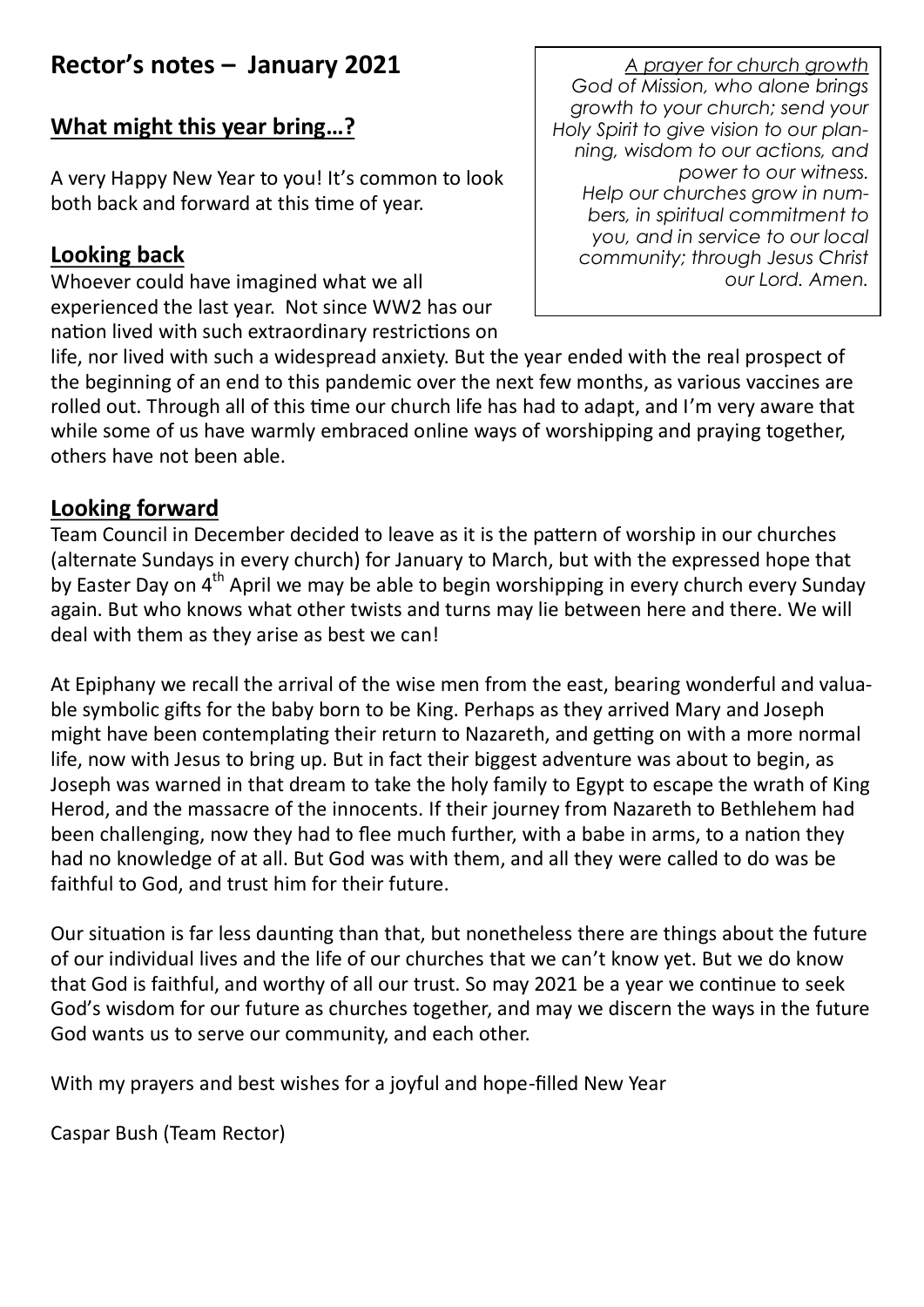## Rector's notes – January 2021

### What might this year bring…?

A very Happy New Year to you! It's common to look both back and forward at this time of year.

> *A prayer for church growth*
> *God of Mission, who alone brings growth to your church; send your Holy Spirit to give vision to our planning, wisdom to our actions, and power to our witness.*
> *Help our churches grow in numbers, in spiritual commitment to you, and in service to our local community; through Jesus Christ our Lord. Amen.*

### Looking back

Whoever could have imagined what we all experienced the last year. Not since WW2 has our nation lived with such extraordinary restrictions on life, nor lived with such a widespread anxiety. But the year ended with the real prospect of the beginning of an end to this pandemic over the next few months, as various vaccines are rolled out. Through all of this time our church life has had to adapt, and I'm very aware that while some of us have warmly embraced online ways of worshipping and praying together, others have not been able.

### Looking forward

Team Council in December decided to leave as it is the pattern of worship in our churches (alternate Sundays in every church) for January to March, but with the expressed hope that by Easter Day on 4th April we may be able to begin worshipping in every church every Sunday again. But who knows what other twists and turns may lie between here and there. We will deal with them as they arise as best we can!

At Epiphany we recall the arrival of the wise men from the east, bearing wonderful and valuable symbolic gifts for the baby born to be King. Perhaps as they arrived Mary and Joseph might have been contemplating their return to Nazareth, and getting on with a more normal life, now with Jesus to bring up. But in fact their biggest adventure was about to begin, as Joseph was warned in that dream to take the holy family to Egypt to escape the wrath of King Herod, and the massacre of the innocents. If their journey from Nazareth to Bethlehem had been challenging, now they had to flee much further, with a babe in arms, to a nation they had no knowledge of at all. But God was with them, and all they were called to do was be faithful to God, and trust him for their future.

Our situation is far less daunting than that, but nonetheless there are things about the future of our individual lives and the life of our churches that we can't know yet. But we do know that God is faithful, and worthy of all our trust. So may 2021 be a year we continue to seek God's wisdom for our future as churches together, and may we discern the ways in the future God wants us to serve our community, and each other.

With my prayers and best wishes for a joyful and hope-filled New Year

Caspar Bush (Team Rector)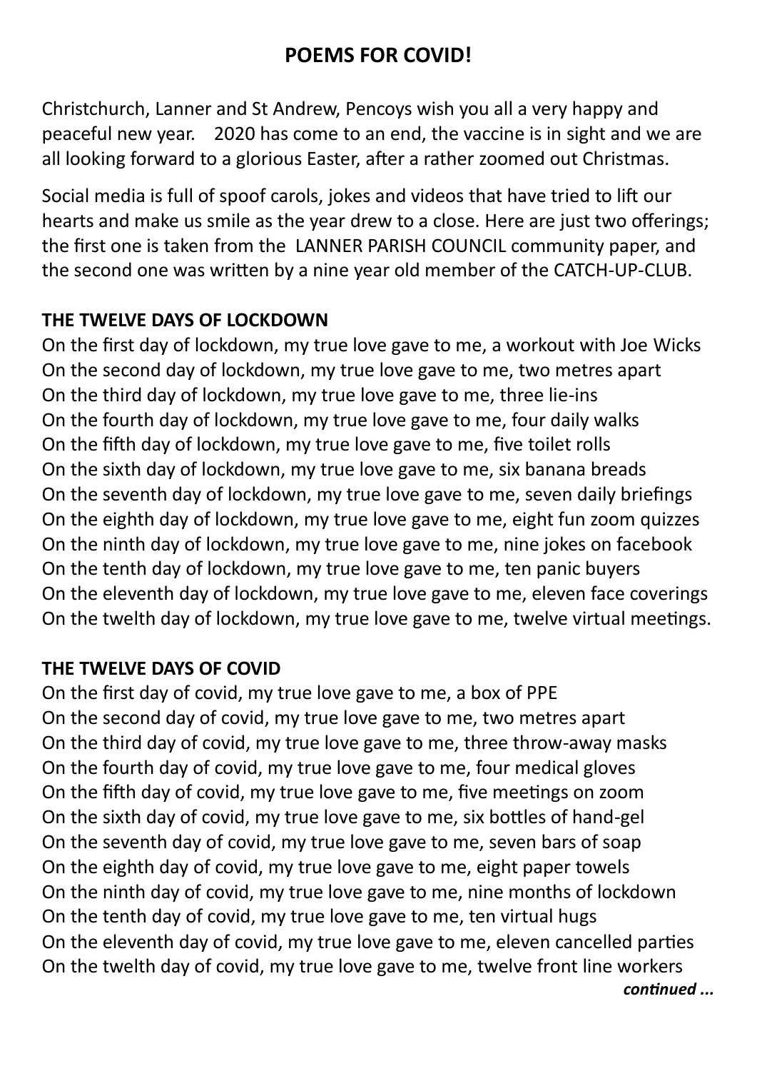# POEMS FOR COVID!

Christchurch, Lanner and St Andrew, Pencoys wish you all a very happy and peaceful new year. 2020 has come to an end, the vaccine is in sight and we are all looking forward to a glorious Easter, after a rather zoomed out Christmas.

Social media is full of spoof carols, jokes and videos that have tried to lift our hearts and make us smile as the year drew to a close. Here are just two offerings; the first one is taken from the LANNER PARISH COUNCIL community paper, and the second one was written by a nine year old member of the CATCH-UP-CLUB.

**THE TWELVE DAYS OF LOCKDOWN**

On the first day of lockdown, my true love gave to me, a workout with Joe Wicks
On the second day of lockdown, my true love gave to me, two metres apart
On the third day of lockdown, my true love gave to me, three lie-ins
On the fourth day of lockdown, my true love gave to me, four daily walks
On the fifth day of lockdown, my true love gave to me, five toilet rolls
On the sixth day of lockdown, my true love gave to me, six banana breads
On the seventh day of lockdown, my true love gave to me, seven daily briefings
On the eighth day of lockdown, my true love gave to me, eight fun zoom quizzes
On the ninth day of lockdown, my true love gave to me, nine jokes on facebook
On the tenth day of lockdown, my true love gave to me, ten panic buyers
On the eleventh day of lockdown, my true love gave to me, eleven face coverings
On the twelth day of lockdown, my true love gave to me, twelve virtual meetings.

**THE TWELVE DAYS OF COVID**

On the first day of covid, my true love gave to me, a box of PPE
On the second day of covid, my true love gave to me, two metres apart
On the third day of covid, my true love gave to me, three throw-away masks
On the fourth day of covid, my true love gave to me, four medical gloves
On the fifth day of covid, my true love gave to me, five meetings on zoom
On the sixth day of covid, my true love gave to me, six bottles of hand-gel
On the seventh day of covid, my true love gave to me, seven bars of soap
On the eighth day of covid, my true love gave to me, eight paper towels
On the ninth day of covid, my true love gave to me, nine months of lockdown
On the tenth day of covid, my true love gave to me, ten virtual hugs
On the eleventh day of covid, my true love gave to me, eleven cancelled parties
On the twelth day of covid, my true love gave to me, twelve front line workers

***continued ...***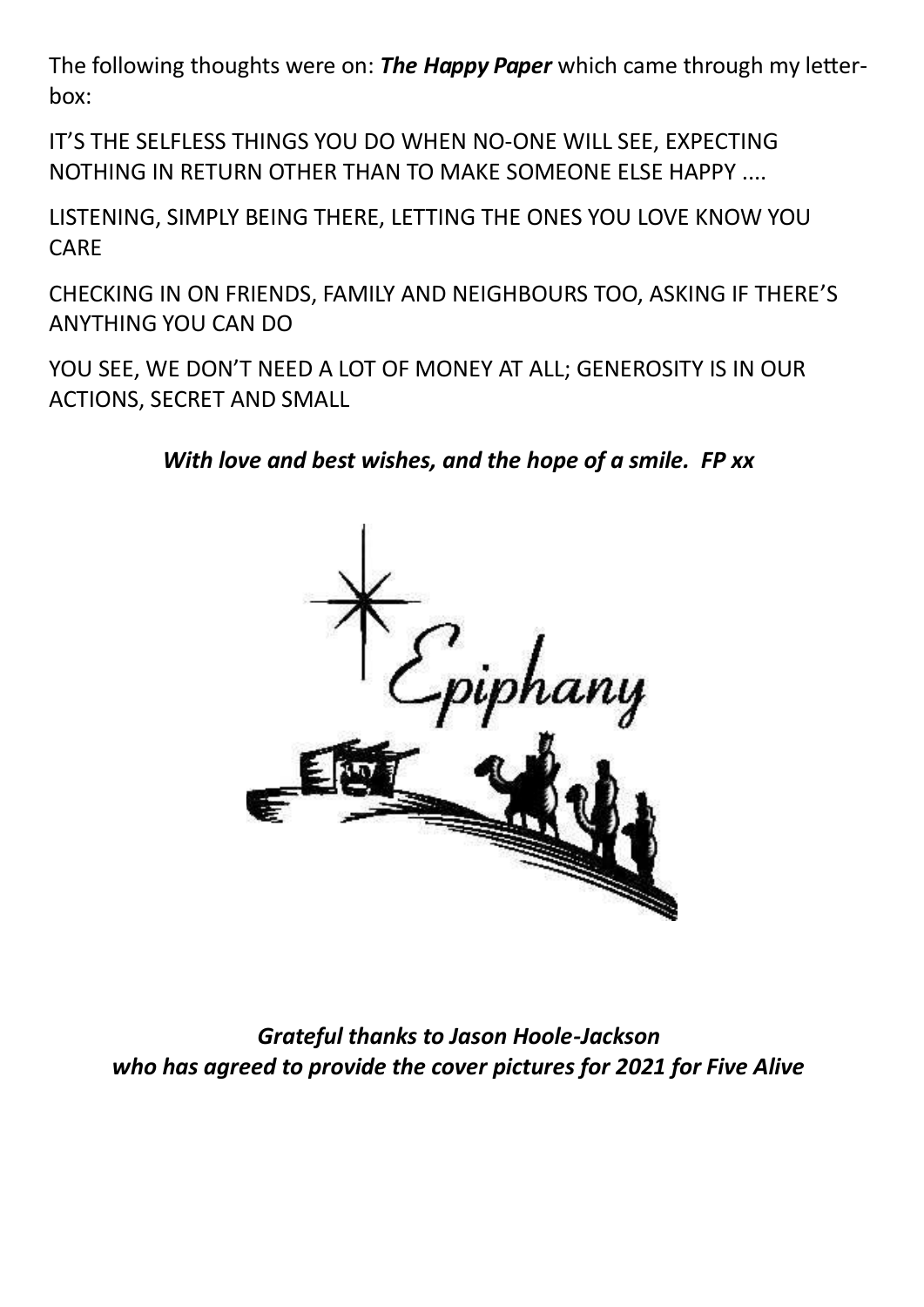The following thoughts were on: ***The Happy Paper*** which came through my letter-box:

IT'S THE SELFLESS THINGS YOU DO WHEN NO-ONE WILL SEE, EXPECTING NOTHING IN RETURN OTHER THAN TO MAKE SOMEONE ELSE HAPPY ....

LISTENING, SIMPLY BEING THERE, LETTING THE ONES YOU LOVE KNOW YOU CARE

CHECKING IN ON FRIENDS, FAMILY AND NEIGHBOURS TOO, ASKING IF THERE'S ANYTHING YOU CAN DO

YOU SEE, WE DON'T NEED A LOT OF MONEY AT ALL; GENEROSITY IS IN OUR ACTIONS, SECRET AND SMALL

***With love and best wishes, and the hope of a smile. FP xx***

Epiphany

***Grateful thanks to Jason Hoole-Jackson who has agreed to provide the cover pictures for 2021 for Five Alive***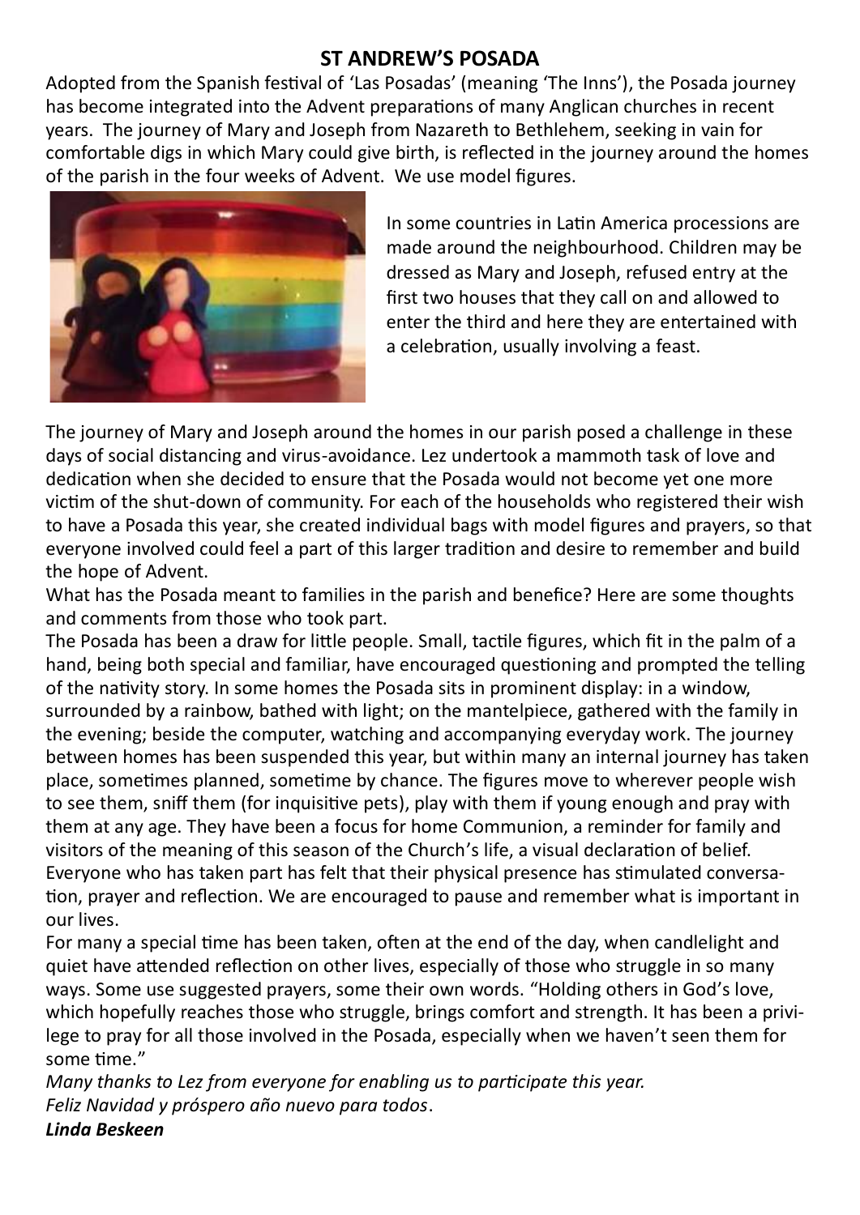## ST ANDREW'S POSADA

Adopted from the Spanish festival of 'Las Posadas' (meaning 'The Inns'), the Posada journey has become integrated into the Advent preparations of many Anglican churches in recent years. The journey of Mary and Joseph from Nazareth to Bethlehem, seeking in vain for comfortable digs in which Mary could give birth, is reflected in the journey around the homes of the parish in the four weeks of Advent. We use model figures.

In some countries in Latin America processions are made around the neighbourhood. Children may be dressed as Mary and Joseph, refused entry at the first two houses that they call on and allowed to enter the third and here they are entertained with a celebration, usually involving a feast.

The journey of Mary and Joseph around the homes in our parish posed a challenge in these days of social distancing and virus-avoidance. Lez undertook a mammoth task of love and dedication when she decided to ensure that the Posada would not become yet one more victim of the shut-down of community. For each of the households who registered their wish to have a Posada this year, she created individual bags with model figures and prayers, so that everyone involved could feel a part of this larger tradition and desire to remember and build the hope of Advent.

What has the Posada meant to families in the parish and benefice? Here are some thoughts and comments from those who took part.

The Posada has been a draw for little people. Small, tactile figures, which fit in the palm of a hand, being both special and familiar, have encouraged questioning and prompted the telling of the nativity story. In some homes the Posada sits in prominent display: in a window, surrounded by a rainbow, bathed with light; on the mantelpiece, gathered with the family in the evening; beside the computer, watching and accompanying everyday work. The journey between homes has been suspended this year, but within many an internal journey has taken place, sometimes planned, sometime by chance. The figures move to wherever people wish to see them, sniff them (for inquisitive pets), play with them if young enough and pray with them at any age. They have been a focus for home Communion, a reminder for family and visitors of the meaning of this season of the Church's life, a visual declaration of belief. Everyone who has taken part has felt that their physical presence has stimulated conversation, prayer and reflection. We are encouraged to pause and remember what is important in our lives.

For many a special time has been taken, often at the end of the day, when candlelight and quiet have attended reflection on other lives, especially of those who struggle in so many ways. Some use suggested prayers, some their own words. "Holding others in God's love, which hopefully reaches those who struggle, brings comfort and strength. It has been a privilege to pray for all those involved in the Posada, especially when we haven't seen them for some time."

*Many thanks to Lez from everyone for enabling us to participate this year.*
*Feliz Navidad y próspero año nuevo para todos*.
***Linda Beskeen***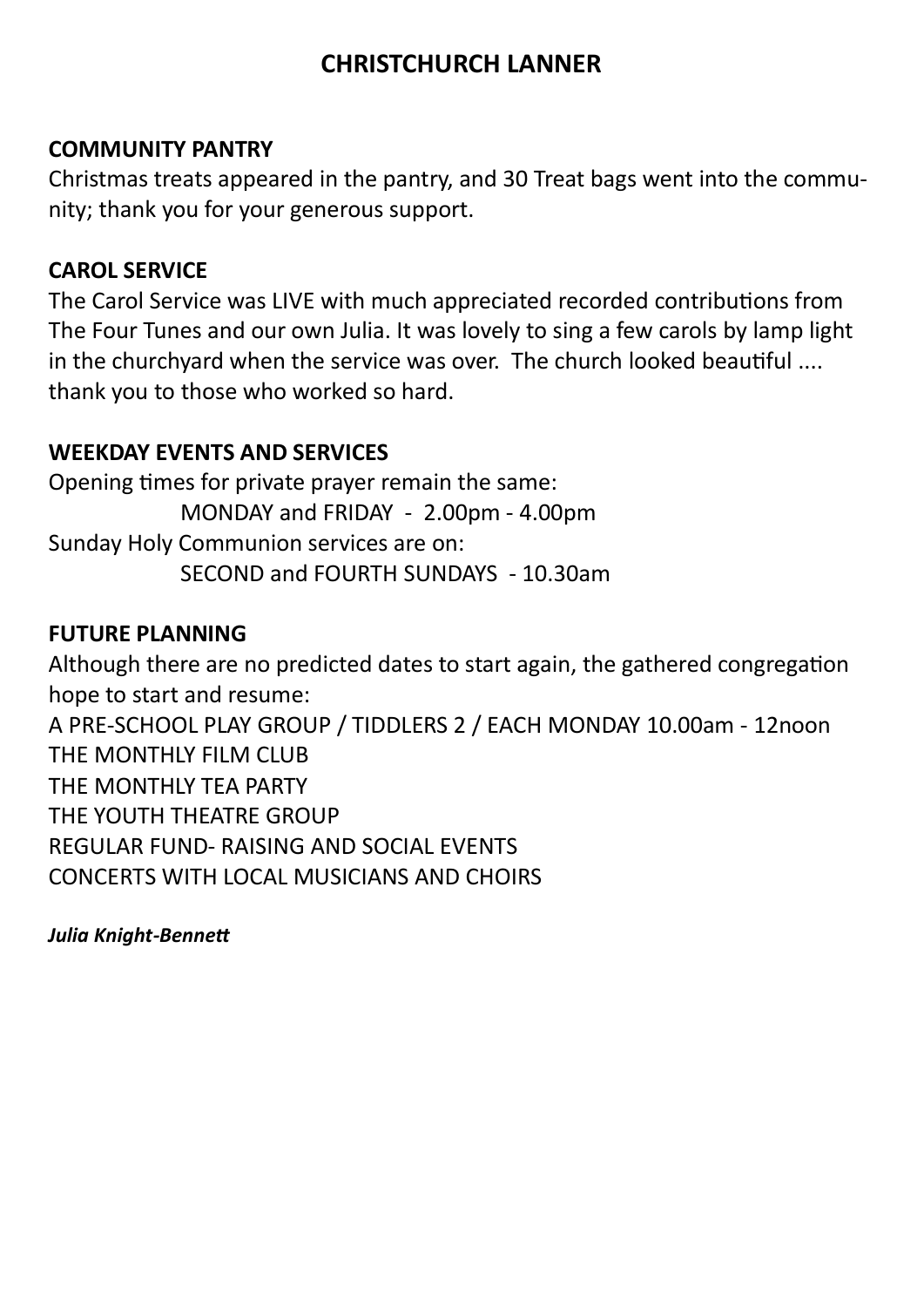# CHRISTCHURCH LANNER

**COMMUNITY PANTRY**

Christmas treats appeared in the pantry, and 30 Treat bags went into the community; thank you for your generous support.

**CAROL SERVICE**

The Carol Service was LIVE with much appreciated recorded contributions from The Four Tunes and our own Julia. It was lovely to sing a few carols by lamp light in the churchyard when the service was over. The church looked beautiful .... thank you to those who worked so hard.

**WEEKDAY EVENTS AND SERVICES**

Opening times for private prayer remain the same:

MONDAY and FRIDAY - 2.00pm - 4.00pm

Sunday Holy Communion services are on:

SECOND and FOURTH SUNDAYS - 10.30am

**FUTURE PLANNING**

Although there are no predicted dates to start again, the gathered congregation hope to start and resume:

A PRE-SCHOOL PLAY GROUP / TIDDLERS 2 / EACH MONDAY 10.00am - 12noon
THE MONTHLY FILM CLUB
THE MONTHLY TEA PARTY
THE YOUTH THEATRE GROUP
REGULAR FUND- RAISING AND SOCIAL EVENTS
CONCERTS WITH LOCAL MUSICIANS AND CHOIRS

***Julia Knight-Bennett***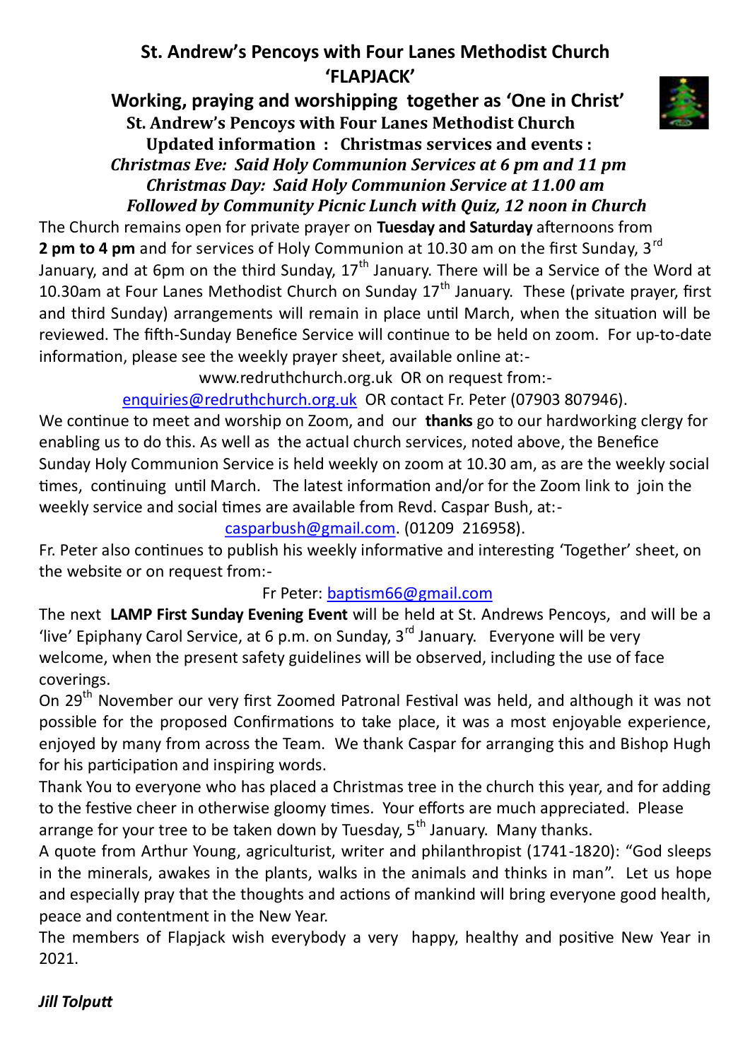## St. Andrew's Pencoys with Four Lanes Methodist Church
## 'FLAPJACK'

### Working, praying and worshipping together as 'One in Christ'

**St. Andrew's Pencoys with Four Lanes Methodist Church**

**Updated information : Christmas services and events :**

***Christmas Eve: Said Holy Communion Services at 6 pm and 11 pm***

***Christmas Day: Said Holy Communion Service at 11.00 am***

***Followed by Community Picnic Lunch with Quiz, 12 noon in Church***

The Church remains open for private prayer on **Tuesday and Saturday** afternoons from **2 pm to 4 pm** and for services of Holy Communion at 10.30 am on the first Sunday, 3rd January, and at 6pm on the third Sunday, 17th January. There will be a Service of the Word at 10.30am at Four Lanes Methodist Church on Sunday 17th January. These (private prayer, first and third Sunday) arrangements will remain in place until March, when the situation will be reviewed. The fifth-Sunday Benefice Service will continue to be held on zoom. For up-to-date information, please see the weekly prayer sheet, available online at:-

www.redruthchurch.org.uk OR on request from:-

enquiries@redruthchurch.org.uk OR contact Fr. Peter (07903 807946).

We continue to meet and worship on Zoom, and our **thanks** go to our hardworking clergy for enabling us to do this. As well as the actual church services, noted above, the Benefice Sunday Holy Communion Service is held weekly on zoom at 10.30 am, as are the weekly social times, continuing until March. The latest information and/or for the Zoom link to join the weekly service and social times are available from Revd. Caspar Bush, at:-

casparbush@gmail.com. (01209 216958).

Fr. Peter also continues to publish his weekly informative and interesting 'Together' sheet, on the website or on request from:-

Fr Peter: baptism66@gmail.com

The next **LAMP First Sunday Evening Event** will be held at St. Andrews Pencoys, and will be a 'live' Epiphany Carol Service, at 6 p.m. on Sunday, 3rd January. Everyone will be very welcome, when the present safety guidelines will be observed, including the use of face coverings.

On 29th November our very first Zoomed Patronal Festival was held, and although it was not possible for the proposed Confirmations to take place, it was a most enjoyable experience, enjoyed by many from across the Team. We thank Caspar for arranging this and Bishop Hugh for his participation and inspiring words.

Thank You to everyone who has placed a Christmas tree in the church this year, and for adding to the festive cheer in otherwise gloomy times. Your efforts are much appreciated. Please arrange for your tree to be taken down by Tuesday, 5th January. Many thanks.

A quote from Arthur Young, agriculturist, writer and philanthropist (1741-1820): "God sleeps in the minerals, awakes in the plants, walks in the animals and thinks in man". Let us hope and especially pray that the thoughts and actions of mankind will bring everyone good health, peace and contentment in the New Year.

The members of Flapjack wish everybody a very happy, healthy and positive New Year in 2021.

***Jill Tolputt***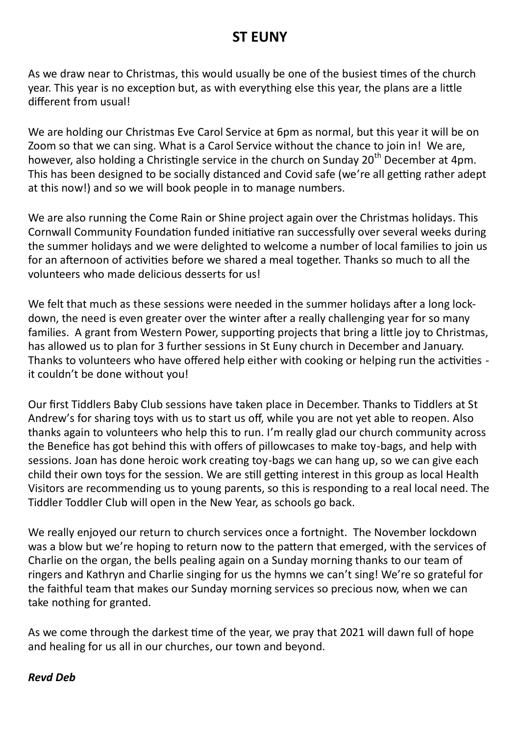# ST EUNY

As we draw near to Christmas, this would usually be one of the busiest times of the church year. This year is no exception but, as with everything else this year, the plans are a little different from usual!

We are holding our Christmas Eve Carol Service at 6pm as normal, but this year it will be on Zoom so that we can sing. What is a Carol Service without the chance to join in! We are, however, also holding a Christingle service in the church on Sunday 20th December at 4pm. This has been designed to be socially distanced and Covid safe (we're all getting rather adept at this now!) and so we will book people in to manage numbers.

We are also running the Come Rain or Shine project again over the Christmas holidays. This Cornwall Community Foundation funded initiative ran successfully over several weeks during the summer holidays and we were delighted to welcome a number of local families to join us for an afternoon of activities before we shared a meal together. Thanks so much to all the volunteers who made delicious desserts for us!

We felt that much as these sessions were needed in the summer holidays after a long lock-down, the need is even greater over the winter after a really challenging year for so many families. A grant from Western Power, supporting projects that bring a little joy to Christmas, has allowed us to plan for 3 further sessions in St Euny church in December and January. Thanks to volunteers who have offered help either with cooking or helping run the activities - it couldn't be done without you!

Our first Tiddlers Baby Club sessions have taken place in December. Thanks to Tiddlers at St Andrew's for sharing toys with us to start us off, while you are not yet able to reopen. Also thanks again to volunteers who help this to run. I'm really glad our church community across the Benefice has got behind this with offers of pillowcases to make toy-bags, and help with sessions. Joan has done heroic work creating toy-bags we can hang up, so we can give each child their own toys for the session. We are still getting interest in this group as local Health Visitors are recommending us to young parents, so this is responding to a real local need. The Tiddler Toddler Club will open in the New Year, as schools go back.

We really enjoyed our return to church services once a fortnight. The November lockdown was a blow but we're hoping to return now to the pattern that emerged, with the services of Charlie on the organ, the bells pealing again on a Sunday morning thanks to our team of ringers and Kathryn and Charlie singing for us the hymns we can't sing! We're so grateful for the faithful team that makes our Sunday morning services so precious now, when we can take nothing for granted.

As we come through the darkest time of the year, we pray that 2021 will dawn full of hope and healing for us all in our churches, our town and beyond.

***Revd Deb***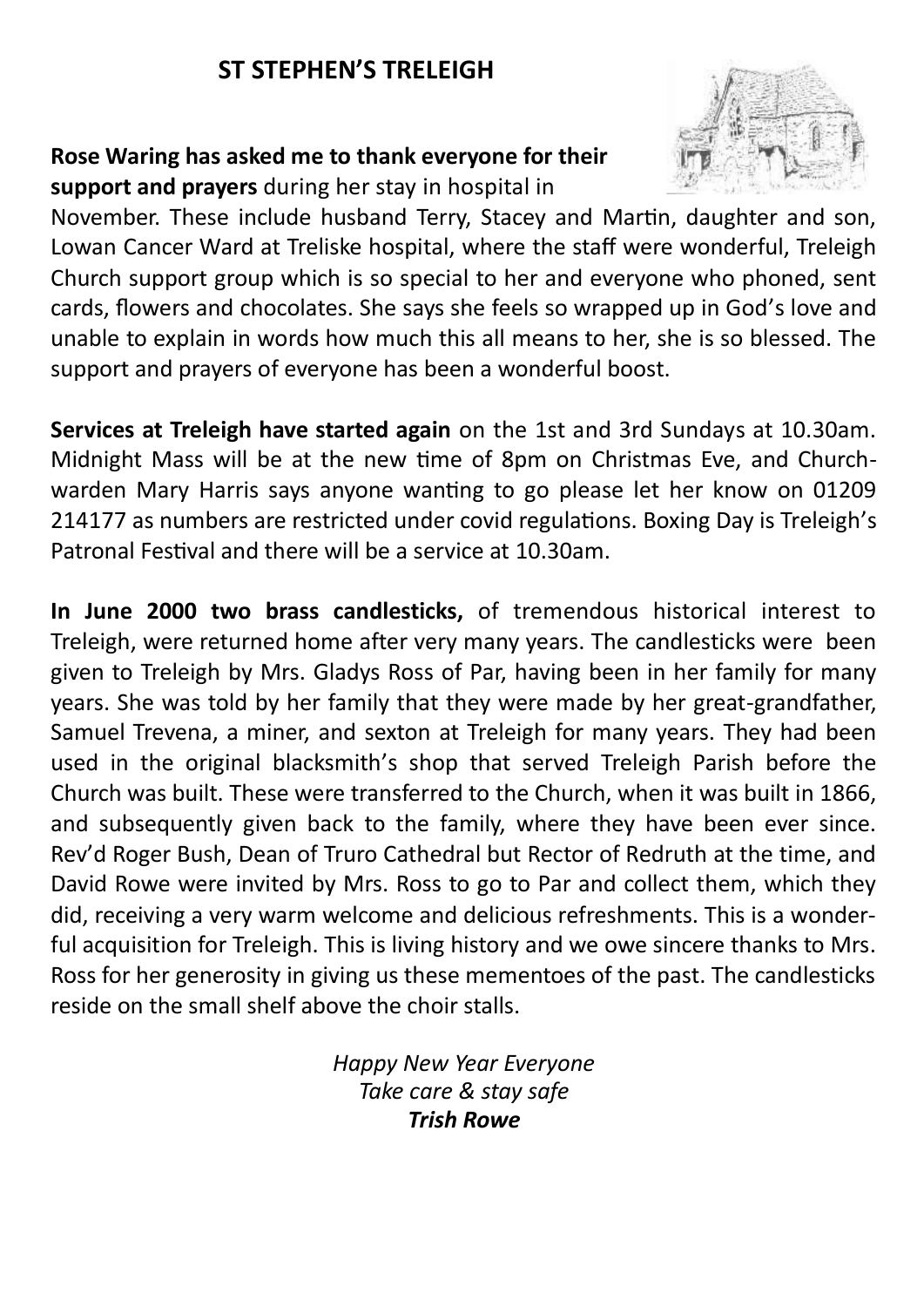## ST STEPHEN'S TRELEIGH

**Rose Waring has asked me to thank everyone for their support and prayers** during her stay in hospital in November. These include husband Terry, Stacey and Martin, daughter and son, Lowan Cancer Ward at Treliske hospital, where the staff were wonderful, Treleigh Church support group which is so special to her and everyone who phoned, sent cards, flowers and chocolates. She says she feels so wrapped up in God's love and unable to explain in words how much this all means to her, she is so blessed. The support and prayers of everyone has been a wonderful boost.

**Services at Treleigh have started again** on the 1st and 3rd Sundays at 10.30am. Midnight Mass will be at the new time of 8pm on Christmas Eve, and Church-warden Mary Harris says anyone wanting to go please let her know on 01209 214177 as numbers are restricted under covid regulations. Boxing Day is Treleigh's Patronal Festival and there will be a service at 10.30am.

**In June 2000 two brass candlesticks,** of tremendous historical interest to Treleigh, were returned home after very many years. The candlesticks were been given to Treleigh by Mrs. Gladys Ross of Par, having been in her family for many years. She was told by her family that they were made by her great-grandfather, Samuel Trevena, a miner, and sexton at Treleigh for many years. They had been used in the original blacksmith's shop that served Treleigh Parish before the Church was built. These were transferred to the Church, when it was built in 1866, and subsequently given back to the family, where they have been ever since. Rev'd Roger Bush, Dean of Truro Cathedral but Rector of Redruth at the time, and David Rowe were invited by Mrs. Ross to go to Par and collect them, which they did, receiving a very warm welcome and delicious refreshments. This is a wonderful acquisition for Treleigh. This is living history and we owe sincere thanks to Mrs. Ross for her generosity in giving us these mementoes of the past. The candlesticks reside on the small shelf above the choir stalls.

*Happy New Year Everyone*
*Take care & stay safe*
***Trish Rowe***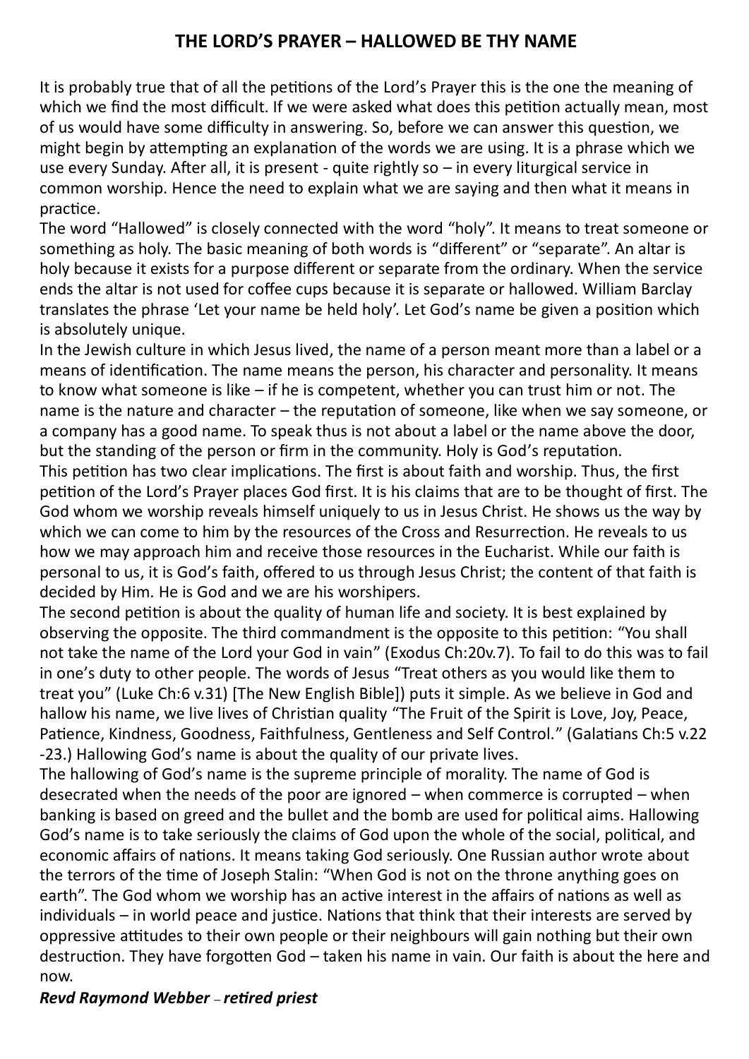# THE LORD'S PRAYER – HALLOWED BE THY NAME

It is probably true that of all the petitions of the Lord's Prayer this is the one the meaning of which we find the most difficult. If we were asked what does this petition actually mean, most of us would have some difficulty in answering. So, before we can answer this question, we might begin by attempting an explanation of the words we are using. It is a phrase which we use every Sunday. After all, it is present - quite rightly so – in every liturgical service in common worship. Hence the need to explain what we are saying and then what it means in practice.

The word "Hallowed" is closely connected with the word "holy". It means to treat someone or something as holy. The basic meaning of both words is "different" or "separate". An altar is holy because it exists for a purpose different or separate from the ordinary. When the service ends the altar is not used for coffee cups because it is separate or hallowed. William Barclay translates the phrase 'Let your name be held holy'. Let God's name be given a position which is absolutely unique.

In the Jewish culture in which Jesus lived, the name of a person meant more than a label or a means of identification. The name means the person, his character and personality. It means to know what someone is like – if he is competent, whether you can trust him or not. The name is the nature and character – the reputation of someone, like when we say someone, or a company has a good name. To speak thus is not about a label or the name above the door, but the standing of the person or firm in the community. Holy is God's reputation.

This petition has two clear implications. The first is about faith and worship. Thus, the first petition of the Lord's Prayer places God first. It is his claims that are to be thought of first. The God whom we worship reveals himself uniquely to us in Jesus Christ. He shows us the way by which we can come to him by the resources of the Cross and Resurrection. He reveals to us how we may approach him and receive those resources in the Eucharist. While our faith is personal to us, it is God's faith, offered to us through Jesus Christ; the content of that faith is decided by Him. He is God and we are his worshipers.

The second petition is about the quality of human life and society. It is best explained by observing the opposite. The third commandment is the opposite to this petition: "You shall not take the name of the Lord your God in vain" (Exodus Ch:20v.7). To fail to do this was to fail in one's duty to other people. The words of Jesus "Treat others as you would like them to treat you" (Luke Ch:6 v.31) [The New English Bible]) puts it simple. As we believe in God and hallow his name, we live lives of Christian quality "The Fruit of the Spirit is Love, Joy, Peace, Patience, Kindness, Goodness, Faithfulness, Gentleness and Self Control." (Galatians Ch:5 v.22 -23.) Hallowing God's name is about the quality of our private lives.

The hallowing of God's name is the supreme principle of morality. The name of God is desecrated when the needs of the poor are ignored – when commerce is corrupted – when banking is based on greed and the bullet and the bomb are used for political aims. Hallowing God's name is to take seriously the claims of God upon the whole of the social, political, and economic affairs of nations. It means taking God seriously. One Russian author wrote about the terrors of the time of Joseph Stalin: "When God is not on the throne anything goes on earth". The God whom we worship has an active interest in the affairs of nations as well as individuals – in world peace and justice. Nations that think that their interests are served by oppressive attitudes to their own people or their neighbours will gain nothing but their own destruction. They have forgotten God – taken his name in vain. Our faith is about the here and now.

***Revd Raymond Webber – retired priest***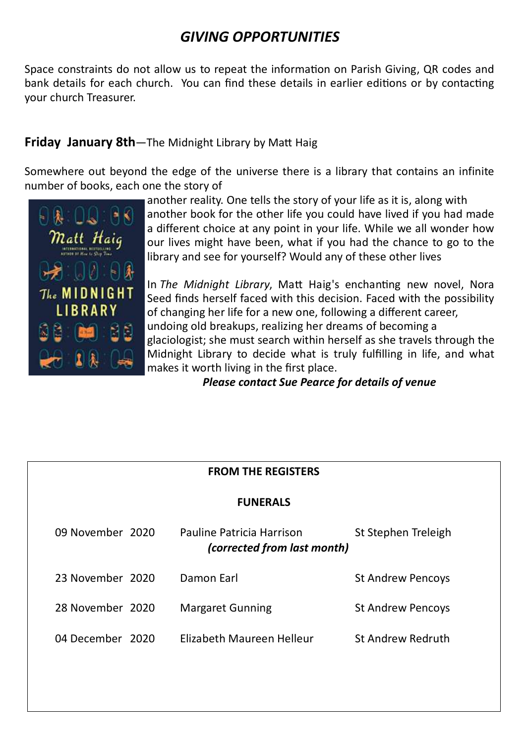# *GIVING OPPORTUNITIES*

Space constraints do not allow us to repeat the information on Parish Giving, QR codes and bank details for each church. You can find these details in earlier editions or by contacting your church Treasurer.

**Friday January 8th**—The Midnight Library by Matt Haig

Somewhere out beyond the edge of the universe there is a library that contains an infinite number of books, each one the story of another reality. One tells the story of your life as it is, along with another book for the other life you could have lived if you had made a different choice at any point in your life. While we all wonder how our lives might have been, what if you had the chance to go to the library and see for yourself? Would any of these other lives

In *The Midnight Library*, Matt Haig's enchanting new novel, Nora Seed finds herself faced with this decision. Faced with the possibility of changing her life for a new one, following a different career, undoing old breakups, realizing her dreams of becoming a glaciologist; she must search within herself as she travels through the Midnight Library to decide what is truly fulfilling in life, and what makes it worth living in the first place.

***Please contact Sue Pearce for details of venue***

**FROM THE REGISTERS**

**FUNERALS**

| | | |
|---|---|---|
| 09 November 2020 | Pauline Patricia Harrison *(corrected from last month)* | St Stephen Treleigh |
| 23 November 2020 | Damon Earl | St Andrew Pencoys |
| 28 November 2020 | Margaret Gunning | St Andrew Pencoys |
| 04 December 2020 | Elizabeth Maureen Helleur | St Andrew Redruth |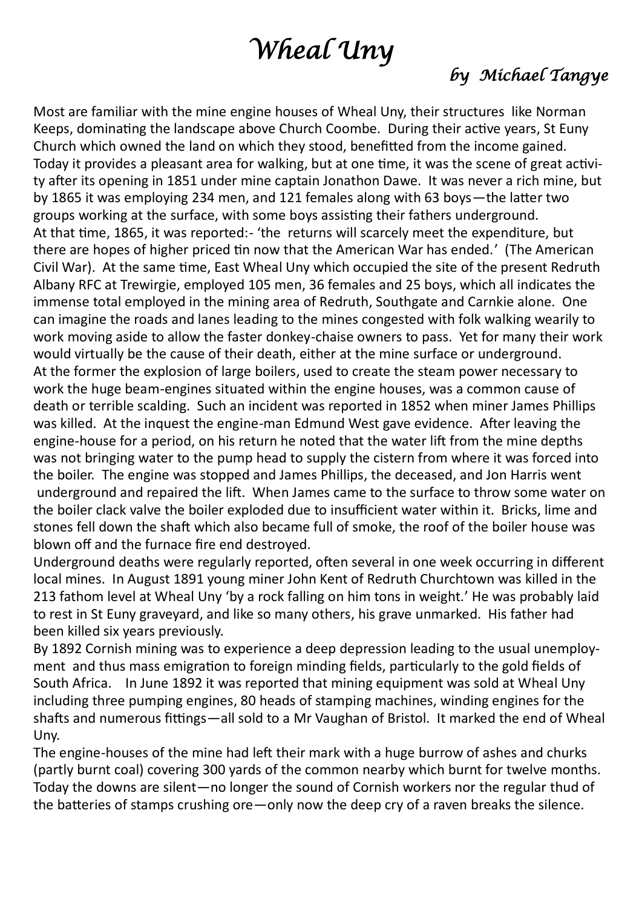# *Wheal Uny*

*by Michael Tangye*

Most are familiar with the mine engine houses of Wheal Uny, their structures like Norman Keeps, dominating the landscape above Church Coombe. During their active years, St Euny Church which owned the land on which they stood, benefitted from the income gained. Today it provides a pleasant area for walking, but at one time, it was the scene of great activity after its opening in 1851 under mine captain Jonathon Dawe. It was never a rich mine, but by 1865 it was employing 234 men, and 121 females along with 63 boys—the latter two groups working at the surface, with some boys assisting their fathers underground.

At that time, 1865, it was reported:- 'the returns will scarcely meet the expenditure, but there are hopes of higher priced tin now that the American War has ended.' (The American Civil War). At the same time, East Wheal Uny which occupied the site of the present Redruth Albany RFC at Trewirgie, employed 105 men, 36 females and 25 boys, which all indicates the immense total employed in the mining area of Redruth, Southgate and Carnkie alone. One can imagine the roads and lanes leading to the mines congested with folk walking wearily to work moving aside to allow the faster donkey-chaise owners to pass. Yet for many their work would virtually be the cause of their death, either at the mine surface or underground.

At the former the explosion of large boilers, used to create the steam power necessary to work the huge beam-engines situated within the engine houses, was a common cause of death or terrible scalding. Such an incident was reported in 1852 when miner James Phillips was killed. At the inquest the engine-man Edmund West gave evidence. After leaving the engine-house for a period, on his return he noted that the water lift from the mine depths was not bringing water to the pump head to supply the cistern from where it was forced into the boiler. The engine was stopped and James Phillips, the deceased, and Jon Harris went underground and repaired the lift. When James came to the surface to throw some water on the boiler clack valve the boiler exploded due to insufficient water within it. Bricks, lime and stones fell down the shaft which also became full of smoke, the roof of the boiler house was blown off and the furnace fire end destroyed.

Underground deaths were regularly reported, often several in one week occurring in different local mines. In August 1891 young miner John Kent of Redruth Churchtown was killed in the 213 fathom level at Wheal Uny 'by a rock falling on him tons in weight.' He was probably laid to rest in St Euny graveyard, and like so many others, his grave unmarked. His father had been killed six years previously.

By 1892 Cornish mining was to experience a deep depression leading to the usual unemployment and thus mass emigration to foreign minding fields, particularly to the gold fields of South Africa. In June 1892 it was reported that mining equipment was sold at Wheal Uny including three pumping engines, 80 heads of stamping machines, winding engines for the shafts and numerous fittings—all sold to a Mr Vaughan of Bristol. It marked the end of Wheal Uny.

The engine-houses of the mine had left their mark with a huge burrow of ashes and churks (partly burnt coal) covering 300 yards of the common nearby which burnt for twelve months. Today the downs are silent—no longer the sound of Cornish workers nor the regular thud of the batteries of stamps crushing ore—only now the deep cry of a raven breaks the silence.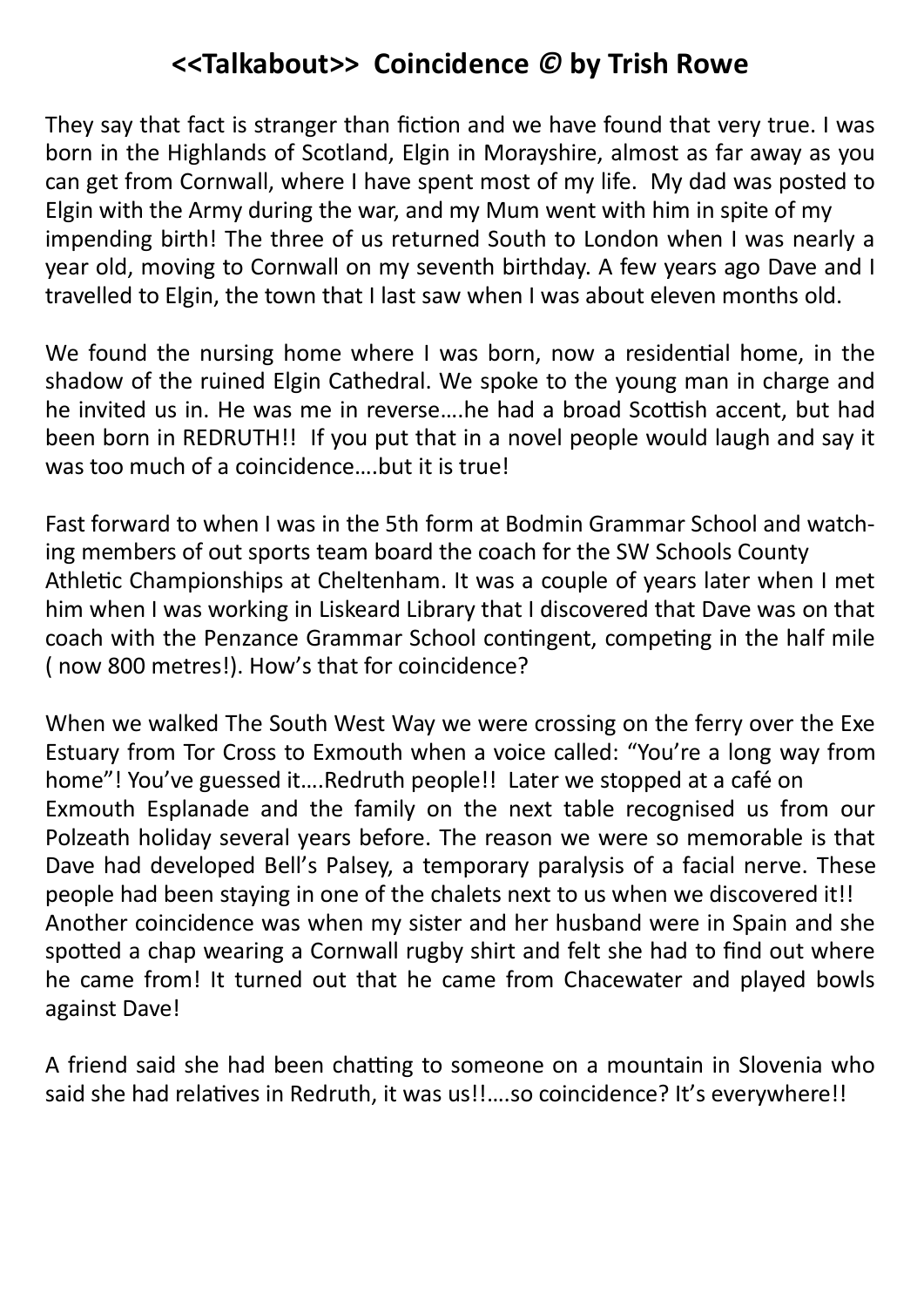## <<Talkabout>> Coincidence © by Trish Rowe

They say that fact is stranger than fiction and we have found that very true. I was born in the Highlands of Scotland, Elgin in Morayshire, almost as far away as you can get from Cornwall, where I have spent most of my life. My dad was posted to Elgin with the Army during the war, and my Mum went with him in spite of my impending birth! The three of us returned South to London when I was nearly a year old, moving to Cornwall on my seventh birthday. A few years ago Dave and I travelled to Elgin, the town that I last saw when I was about eleven months old.

We found the nursing home where I was born, now a residential home, in the shadow of the ruined Elgin Cathedral. We spoke to the young man in charge and he invited us in. He was me in reverse….he had a broad Scottish accent, but had been born in REDRUTH!! If you put that in a novel people would laugh and say it was too much of a coincidence….but it is true!

Fast forward to when I was in the 5th form at Bodmin Grammar School and watching members of out sports team board the coach for the SW Schools County Athletic Championships at Cheltenham. It was a couple of years later when I met him when I was working in Liskeard Library that I discovered that Dave was on that coach with the Penzance Grammar School contingent, competing in the half mile ( now 800 metres!). How's that for coincidence?

When we walked The South West Way we were crossing on the ferry over the Exe Estuary from Tor Cross to Exmouth when a voice called: "You're a long way from home"! You've guessed it….Redruth people!! Later we stopped at a café on Exmouth Esplanade and the family on the next table recognised us from our Polzeath holiday several years before. The reason we were so memorable is that Dave had developed Bell's Palsey, a temporary paralysis of a facial nerve. These people had been staying in one of the chalets next to us when we discovered it!! Another coincidence was when my sister and her husband were in Spain and she spotted a chap wearing a Cornwall rugby shirt and felt she had to find out where he came from! It turned out that he came from Chacewater and played bowls against Dave!

A friend said she had been chatting to someone on a mountain in Slovenia who said she had relatives in Redruth, it was us!!….so coincidence? It's everywhere!!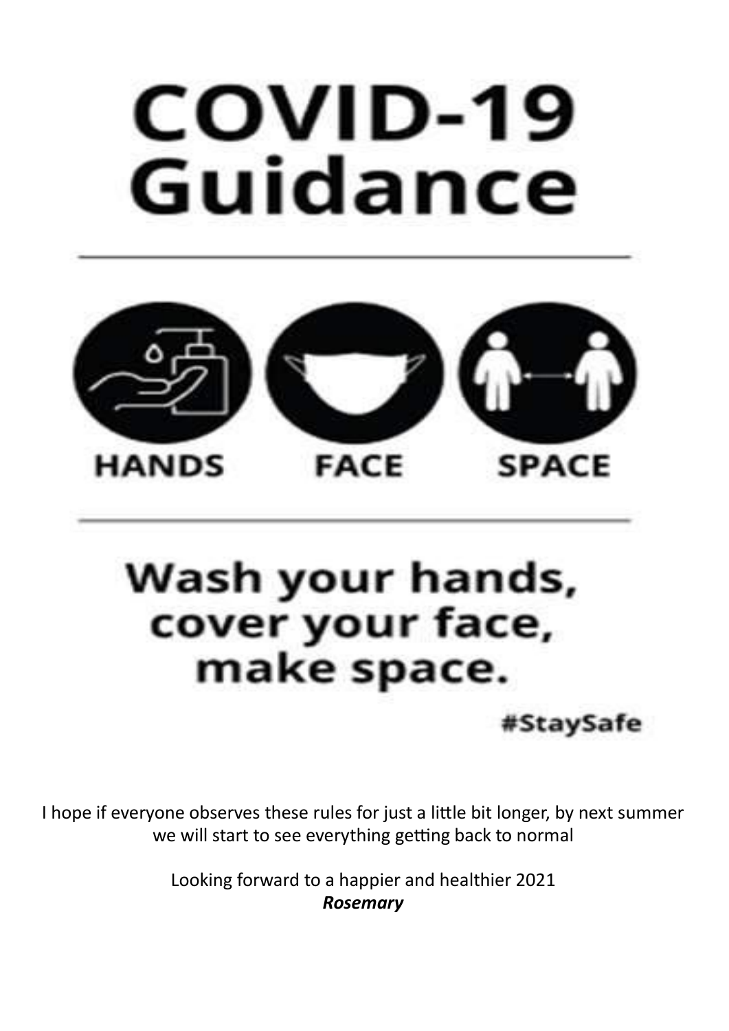# COVID-19 Guidance

HANDS FACE SPACE

**Wash your hands, cover your face, make space.**

#StaySafe

I hope if everyone observes these rules for just a little bit longer, by next summer we will start to see everything getting back to normal

Looking forward to a happier and healthier 2021

***Rosemary***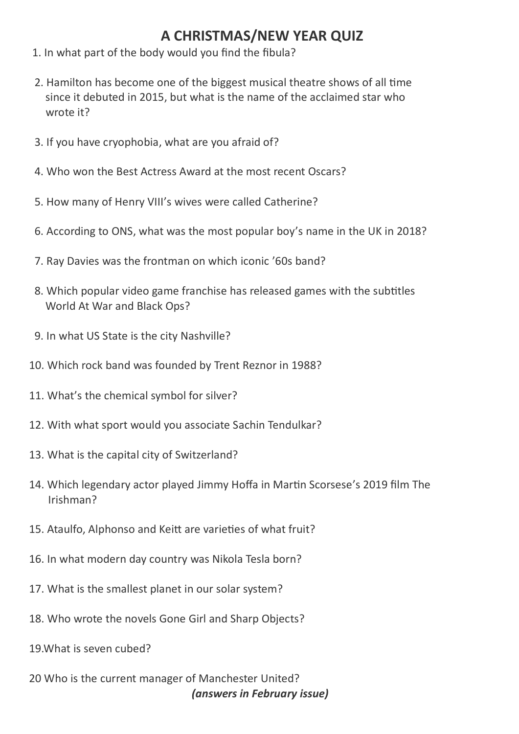# A CHRISTMAS/NEW YEAR QUIZ

1. In what part of the body would you find the fibula?
2. Hamilton has become one of the biggest musical theatre shows of all time since it debuted in 2015, but what is the name of the acclaimed star who wrote it?
3. If you have cryophobia, what are you afraid of?
4. Who won the Best Actress Award at the most recent Oscars?
5. How many of Henry VIII's wives were called Catherine?
6. According to ONS, what was the most popular boy's name in the UK in 2018?
7. Ray Davies was the frontman on which iconic '60s band?
8. Which popular video game franchise has released games with the subtitles World At War and Black Ops?
9. In what US State is the city Nashville?
10. Which rock band was founded by Trent Reznor in 1988?
11. What's the chemical symbol for silver?
12. With what sport would you associate Sachin Tendulkar?
13. What is the capital city of Switzerland?
14. Which legendary actor played Jimmy Hoffa in Martin Scorsese's 2019 film The Irishman?
15. Ataulfo, Alphonso and Keitt are varieties of what fruit?
16. In what modern day country was Nikola Tesla born?
17. What is the smallest planet in our solar system?
18. Who wrote the novels Gone Girl and Sharp Objects?
19. What is seven cubed?
20. Who is the current manager of Manchester United?

***(answers in February issue)***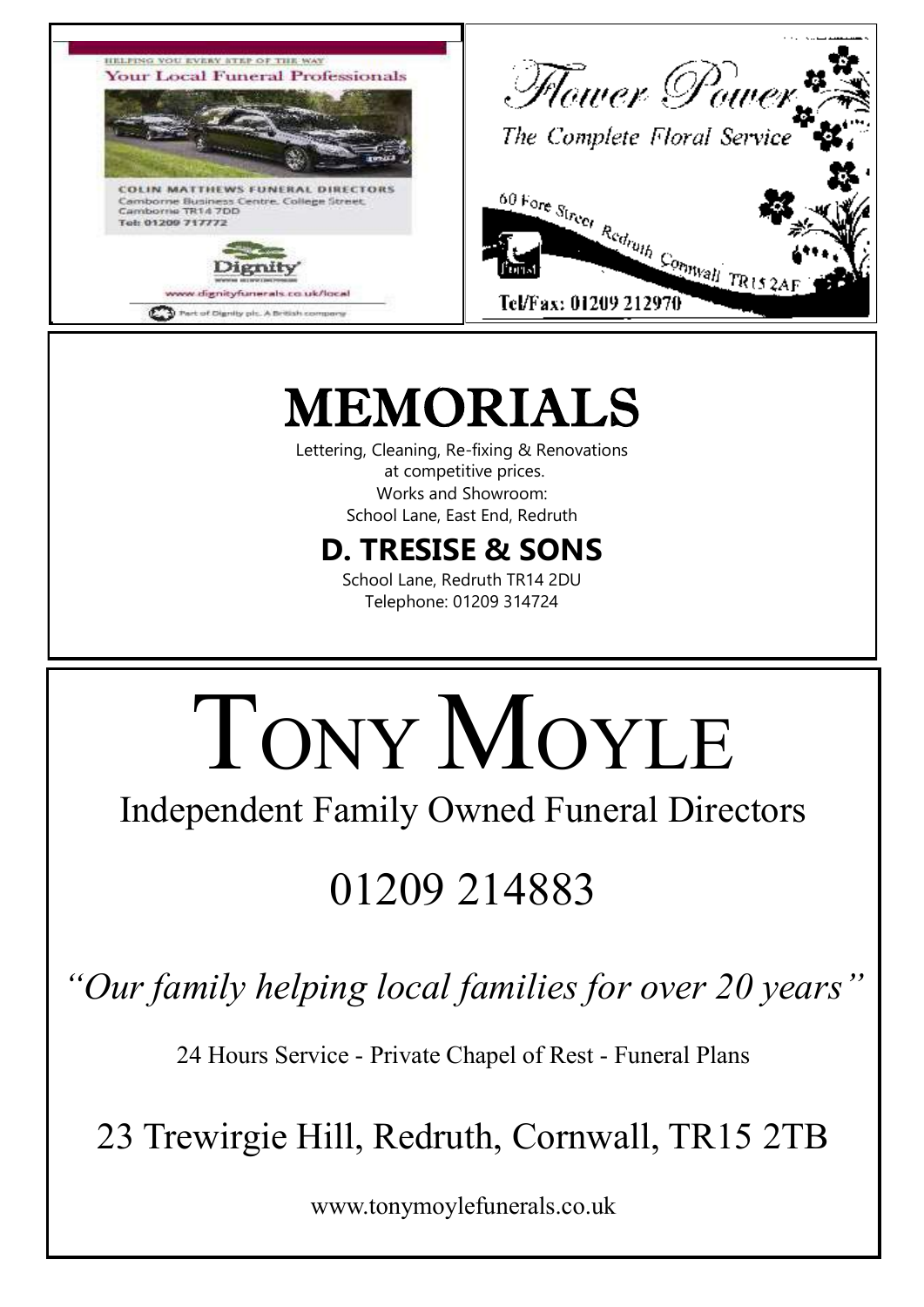HELPING YOU EVERY STEP OF THE WAY

**Your Local Funeral Professionals**

COLIN MATTHEWS FUNERAL DIRECTORS
Camborne Business Centre, College Street,
Camborne TR14 7DD
Tel: 01209 717772

Dignity

www.dignityfunerals.co.uk/local

Part of Dignity plc. A British company

---

*Flower Power*

*The Complete Floral Service*

60 Fore Street Redruth Cornwall TR15 2AF

**Tel/Fax: 01209 212970**

---

# MEMORIALS

Lettering, Cleaning, Re-fixing & Renovations
at competitive prices.
Works and Showroom:
School Lane, East End, Redruth

## D. TRESISE & SONS

School Lane, Redruth TR14 2DU
Telephone: 01209 314724

---

# TONY MOYLE

Independent Family Owned Funeral Directors

## 01209 214883

*"Our family helping local families for over 20 years"*

24 Hours Service - Private Chapel of Rest - Funeral Plans

23 Trewirgie Hill, Redruth, Cornwall, TR15 2TB

www.tonymoylefunerals.co.uk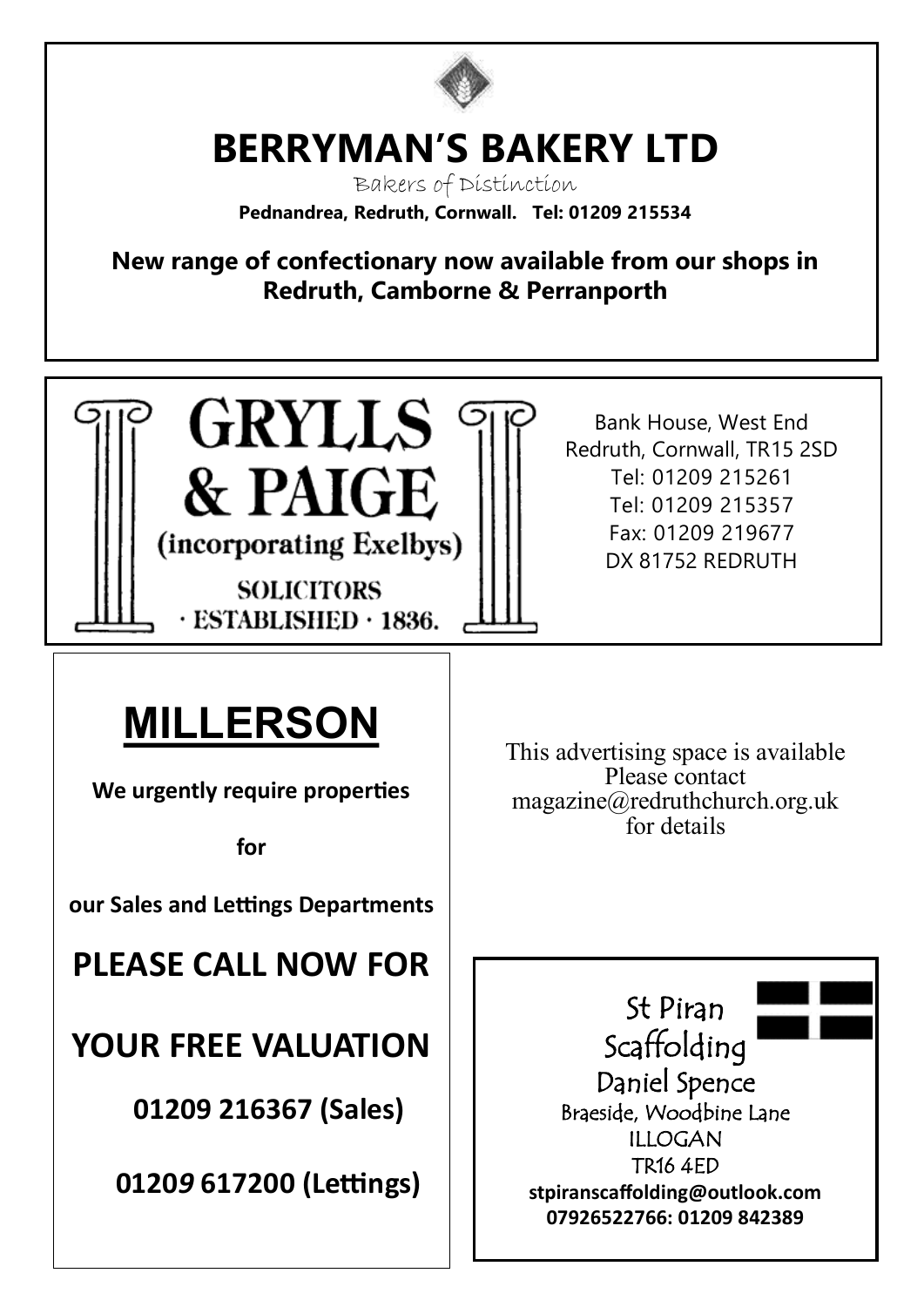# BERRYMAN'S BAKERY LTD

Bakers of Distinction

**Pednandrea, Redruth, Cornwall. Tel: 01209 215534**

**New range of confectionary now available from our shops in Redruth, Camborne & Perranporth**

---

# GRYLLS & PAIGE

(incorporating Exelbys)

SOLICITORS

· ESTABLISHED · 1836.

Bank House, West End
Redruth, Cornwall, TR15 2SD
Tel: 01209 215261
Tel: 01209 215357
Fax: 01209 219677
DX 81752 REDRUTH

---

# MILLERSON

**We urgently require properties**

**for**

**our Sales and Lettings Departments**

**PLEASE CALL NOW FOR**

**YOUR FREE VALUATION**

**01209 216367 (Sales)**

**01209 617200 (Lettings)**

---

This advertising space is available
Please contact
magazine@redruthchurch.org.uk
for details

---

St Piran
Scaffolding
Daniel Spence
Braeside, Woodbine Lane
ILLOGAN
TR16 4ED
**stpiranscaffolding@outlook.com**
**07926522766: 01209 842389**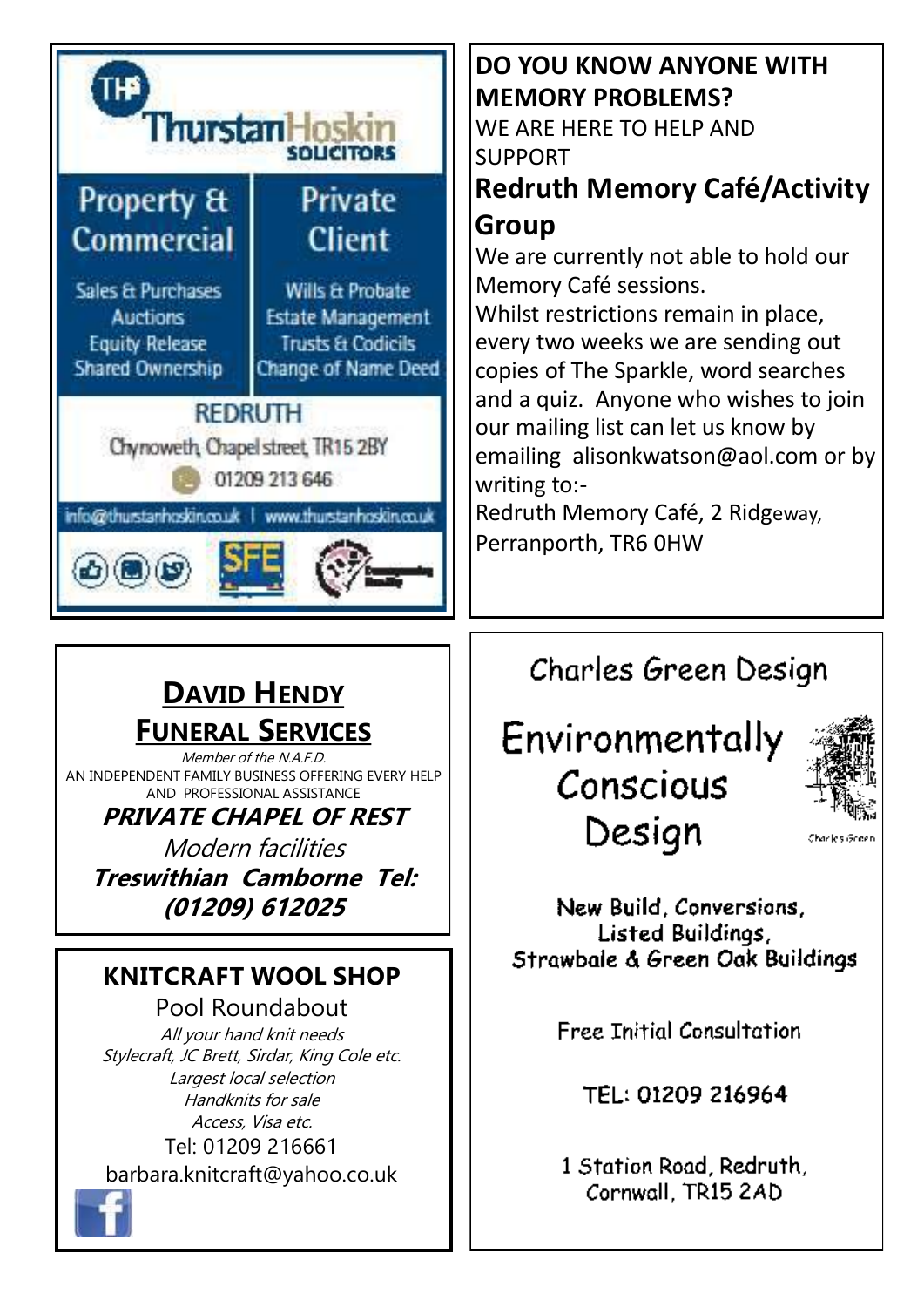**Thurstan Hoskin**
**SOLICITORS**

## Property & Commercial

Sales & Purchases
Auctions
Equity Release
Shared Ownership

## Private Client

Wills & Probate
Estate Management
Trusts & Codicils
Change of Name Deed

**REDRUTH**

Chynoweth, Chapel street, TR15 2BY

01209 213 646

info@thurstanhoskin.co.uk | www.thurstanhoskin.co.uk

---

**DO YOU KNOW ANYONE WITH MEMORY PROBLEMS?**

WE ARE HERE TO HELP AND SUPPORT

## Redruth Memory Café/Activity Group

We are currently not able to hold our Memory Café sessions.
Whilst restrictions remain in place, every two weeks we are sending out copies of The Sparkle, word searches and a quiz. Anyone who wishes to join our mailing list can let us know by emailing alisonkwatson@aol.com or by writing to:-
Redruth Memory Café, 2 Ridgeway, Perranporth, TR6 0HW

---

## DAVID HENDY FUNERAL SERVICES

*Member of the N.A.F.D.*

AN INDEPENDENT FAMILY BUSINESS OFFERING EVERY HELP AND PROFESSIONAL ASSISTANCE

***PRIVATE CHAPEL OF REST***

*Modern facilities*

***Treswithian Camborne Tel: (01209) 612025***

---

## KNITCRAFT WOOL SHOP

Pool Roundabout

*All your hand knit needs*
*Stylecraft, JC Brett, Sirdar, King Cole etc.*
*Largest local selection*
*Handknits for sale*
*Access, Visa etc.*

Tel: 01209 216661
barbara.knitcraft@yahoo.co.uk

---

## Charles Green Design

Environmentally Conscious Design

Charles Green

New Build, Conversions,
Listed Buildings,
Strawbale & Green Oak Buildings

Free Initial Consultation

TEL: 01209 216964

1 Station Road, Redruth,
Cornwall, TR15 2AD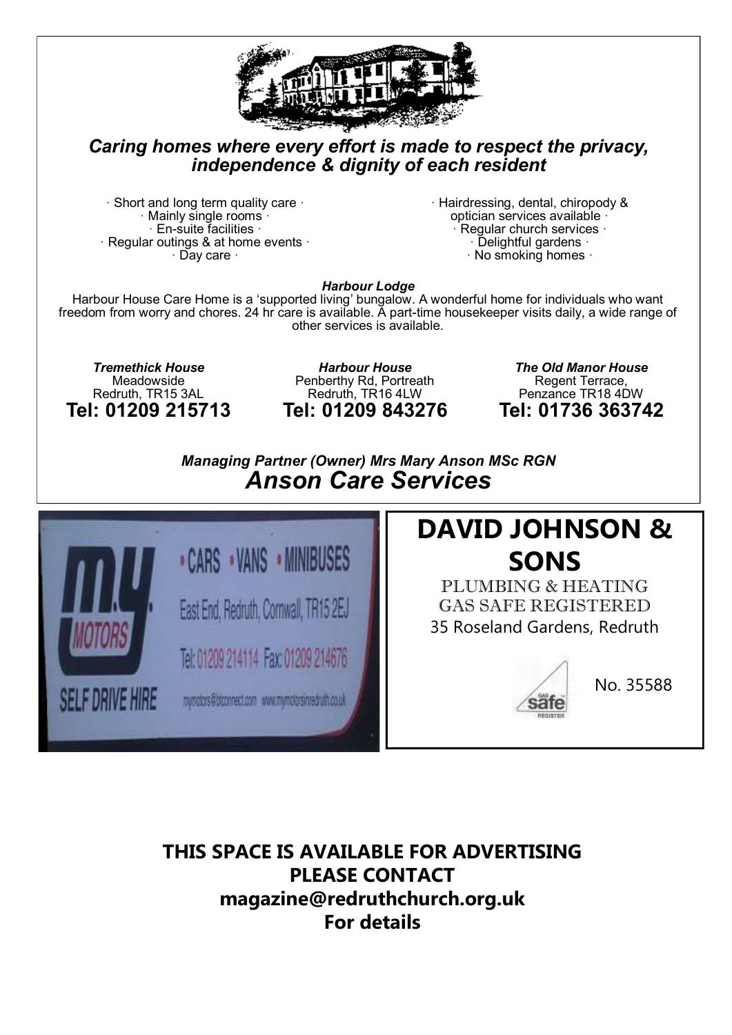*Caring homes where every effort is made to respect the privacy, independence & dignity of each resident*

· Short and long term quality care ·
· Mainly single rooms ·
· En-suite facilities ·
· Regular outings & at home events ·
· Day care ·

· Hairdressing, dental, chiropody & optician services available ·
· Regular church services ·
· Delightful gardens ·
· No smoking homes ·

***Harbour Lodge***

Harbour House Care Home is a 'supported living' bungalow. A wonderful home for individuals who want freedom from worry and chores. 24 hr care is available. A part-time housekeeper visits daily, a wide range of other services is available.

***Tremethick House***
Meadowside
Redruth, TR15 3AL
**Tel: 01209 215713**

***Harbour House***
Penberthy Rd, Portreath
Redruth, TR16 4LW
**Tel: 01209 843276**

***The Old Manor House***
Regent Terrace,
Penzance TR18 4DW
**Tel: 01736 363742**

***Managing Partner (Owner) Mrs Mary Anson MSc RGN***

## *Anson Care Services*

**m.y. MOTORS** SELF DRIVE HIRE

· CARS · VANS · MINIBUSES

East End, Redruth, Cornwall, TR15 2EJ

Tel: 01209 214114 Fax: 01209 214676

mymotors@btconnect.com www.mymotorsinredruth.co.uk

## DAVID JOHNSON & SONS

PLUMBING & HEATING
GAS SAFE REGISTERED
35 Roseland Gardens, Redruth

Gas Safe Register No. 35588

**THIS SPACE IS AVAILABLE FOR ADVERTISING**
**PLEASE CONTACT**
**magazine@redruthchurch.org.uk**
**For details**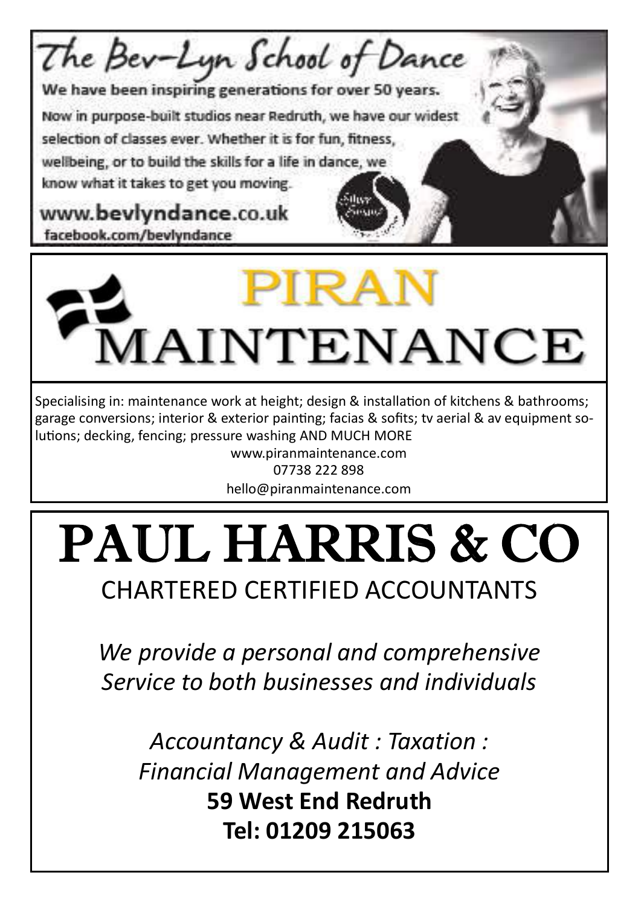# The Bev-Lyn School of Dance

**We have been inspiring generations for over 50 years.**

Now in purpose-built studios near Redruth, we have our widest selection of classes ever. Whether it is for fun, fitness, wellbeing, or to build the skills for a life in dance, we know what it takes to get you moving.

**www.bevlyndance.co.uk**
facebook.com/bevlyndance

# PIRAN MAINTENANCE

Specialising in: maintenance work at height; design & installation of kitchens & bathrooms; garage conversions; interior & exterior painting; facias & sofits; tv aerial & av equipment solutions; decking, fencing; pressure washing AND MUCH MORE

www.piranmaintenance.com
07738 222 898
hello@piranmaintenance.com

# PAUL HARRIS & CO

## CHARTERED CERTIFIED ACCOUNTANTS

*We provide a personal and comprehensive Service to both businesses and individuals*

*Accountancy & Audit : Taxation : Financial Management and Advice*

**59 West End Redruth**
**Tel: 01209 215063**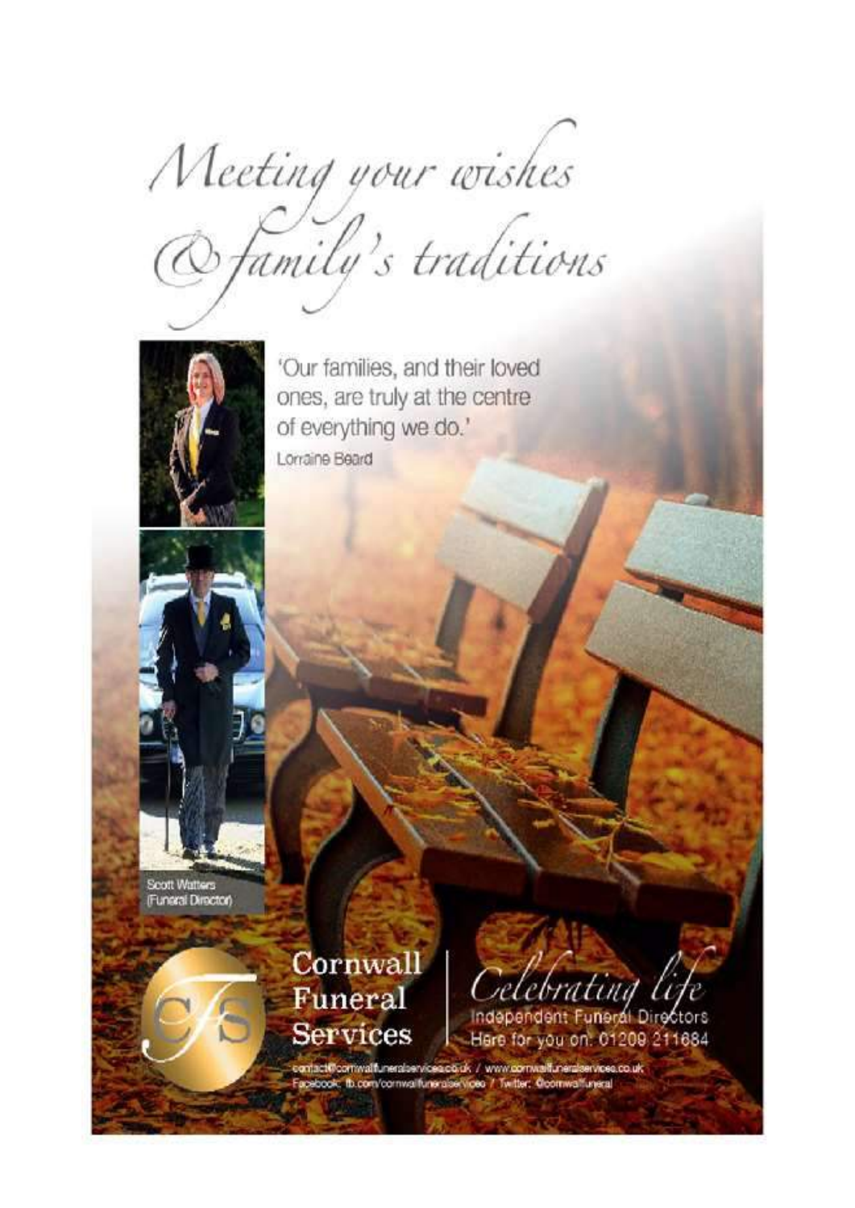# Meeting your wishes & family's traditions

'Our families, and their loved ones, are truly at the centre of everything we do.'

Lorraine Beard

Scott Watters (Funeral Director)

**Cornwall Funeral Services**

*Celebrating life*

Independent Funeral Directors

Here for you on: 01209 211684

contact@cornwallfuneralservices.co.uk / www.cornwallfuneralservices.co.uk

Facebook: fb.com/cornwallfuneralservices / Twitter: @cornwallfuneral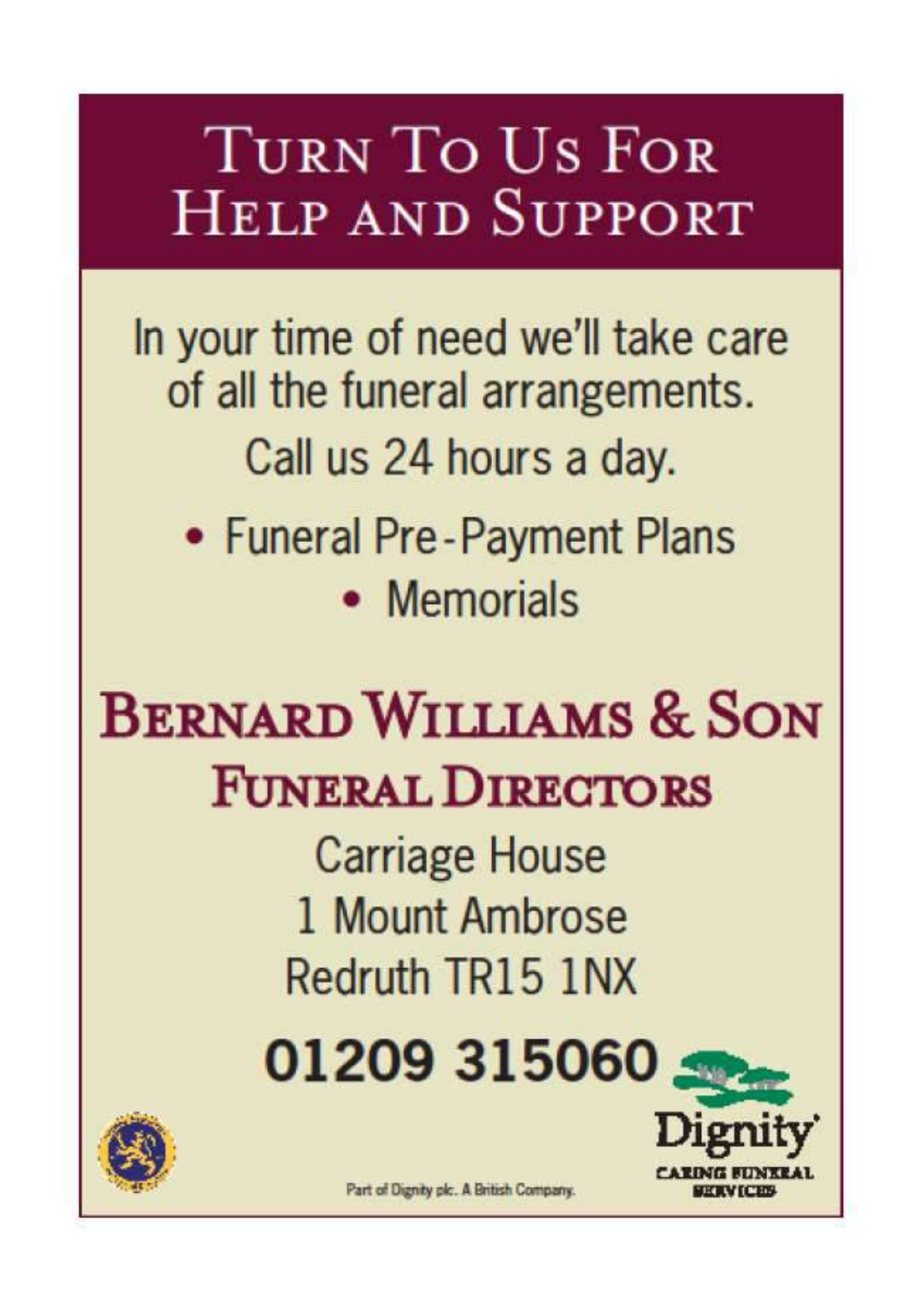# Turn To Us For Help and Support

In your time of need we'll take care of all the funeral arrangements.

Call us 24 hours a day.

- Funeral Pre-Payment Plans
- Memorials

## Bernard Williams & Son

### Funeral Directors

Carriage House
1 Mount Ambrose
Redruth TR15 1NX

**01209 315060**

Dignity
CARING FUNERAL SERVICES

Part of Dignity plc. A British Company.